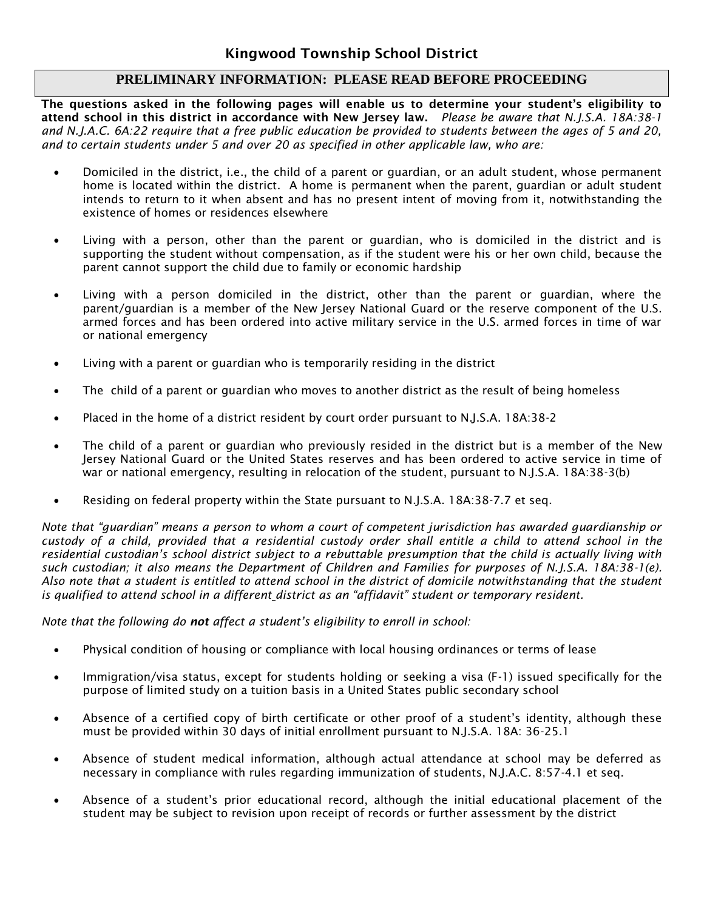# Kingwood Township School District

## PRELIMINARY INFORMATION: PLEASE READ BEFORE PROCEEDING

**The questions asked in the following pages will enable us to determine your student's eligibility to attend school in this district in accordance with New Jersey law.** *Please be aware that N.J.S.A. 18A:38-1 and N.J.A.C. 6A:22 require that a free public education be provided to students between the ages of 5 and 20, and to certain students under 5 and over 20 as specified in other applicable law, who are:*

- Domiciled in the district, i.e., the child of a parent or guardian, or an adult student, whose permanent home is located within the district. A home is permanent when the parent, guardian or adult student intends to return to it when absent and has no present intent of moving from it, notwithstanding the existence of homes or residences elsewhere
- Living with a person, other than the parent or guardian, who is domiciled in the district and is supporting the student without compensation, as if the student were his or her own child, because the parent cannot support the child due to family or economic hardship
- Living with a person domiciled in the district, other than the parent or guardian, where the parent/guardian is a member of the New Jersey National Guard or the reserve component of the U.S. armed forces and has been ordered into active military service in the U.S. armed forces in time of war or national emergency
- Living with a parent or guardian who is temporarily residing in the district
- The child of a parent or guardian who moves to another district as the result of being homeless
- Placed in the home of a district resident by court order pursuant to N.J.S.A. 18A:38-2
- The child of a parent or guardian who previously resided in the district but is a member of the New Jersey National Guard or the United States reserves and has been ordered to active service in time of war or national emergency, resulting in relocation of the student, pursuant to N.J.S.A. 18A:38-3(b)
- Residing on federal property within the State pursuant to N.J.S.A. 18A:38-7.7 et seq.

*Note that "guardian" means a person to whom a court of competent jurisdiction has awarded guardianship or custody of a child, provided that a residential custody order shall entitle a child to attend school in the residential custodian's school district subject to a rebuttable presumption that the child is actually living with such custodian; it also means the Department of Children and Families for purposes of N.J.S.A. 18A:38-1(e). Also note that a student is entitled to attend school in the district of domicile notwithstanding that the student is qualified to attend school in a different district as an "affidavit" student or temporary resident.*

*Note that the following do **not** affect a student's eligibility to enroll in school:*

- Physical condition of housing or compliance with local housing ordinances or terms of lease
- Immigration/visa status, except for students holding or seeking a visa (F-1) issued specifically for the purpose of limited study on a tuition basis in a United States public secondary school
- Absence of a certified copy of birth certificate or other proof of a student's identity, although these must be provided within 30 days of initial enrollment pursuant to N.J.S.A. 18A: 36-25.1
- Absence of student medical information, although actual attendance at school may be deferred as necessary in compliance with rules regarding immunization of students, N.J.A.C. 8:57-4.1 et seq.
- Absence of a student's prior educational record, although the initial educational placement of the student may be subject to revision upon receipt of records or further assessment by the district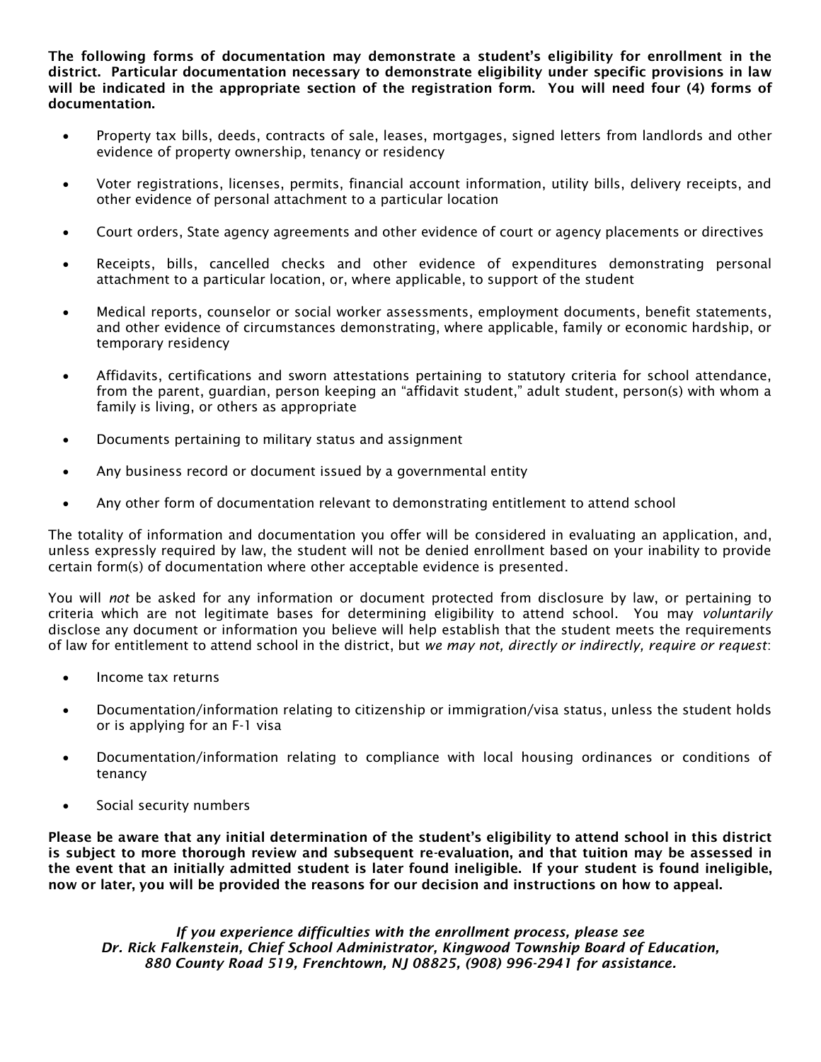**The following forms of documentation may demonstrate a student's eligibility for enrollment in the district. Particular documentation necessary to demonstrate eligibility under specific provisions in law will be indicated in the appropriate section of the registration form. You will need four (4) forms of documentation.**

- Property tax bills, deeds, contracts of sale, leases, mortgages, signed letters from landlords and other evidence of property ownership, tenancy or residency
- Voter registrations, licenses, permits, financial account information, utility bills, delivery receipts, and other evidence of personal attachment to a particular location
- Court orders, State agency agreements and other evidence of court or agency placements or directives
- Receipts, bills, cancelled checks and other evidence of expenditures demonstrating personal attachment to a particular location, or, where applicable, to support of the student
- Medical reports, counselor or social worker assessments, employment documents, benefit statements, and other evidence of circumstances demonstrating, where applicable, family or economic hardship, or temporary residency
- Affidavits, certifications and sworn attestations pertaining to statutory criteria for school attendance, from the parent, guardian, person keeping an "affidavit student," adult student, person(s) with whom a family is living, or others as appropriate
- Documents pertaining to military status and assignment
- Any business record or document issued by a governmental entity
- Any other form of documentation relevant to demonstrating entitlement to attend school

The totality of information and documentation you offer will be considered in evaluating an application, and, unless expressly required by law, the student will not be denied enrollment based on your inability to provide certain form(s) of documentation where other acceptable evidence is presented.

You will *not* be asked for any information or document protected from disclosure by law, or pertaining to criteria which are not legitimate bases for determining eligibility to attend school. You may *voluntarily* disclose any document or information you believe will help establish that the student meets the requirements of law for entitlement to attend school in the district, but *we may not, directly or indirectly, require or request*:

- Income tax returns
- Documentation/information relating to citizenship or immigration/visa status, unless the student holds or is applying for an F-1 visa
- Documentation/information relating to compliance with local housing ordinances or conditions of tenancy
- Social security numbers

**Please be aware that any initial determination of the student's eligibility to attend school in this district is subject to more thorough review and subsequent re-evaluation, and that tuition may be assessed in the event that an initially admitted student is later found ineligible. If your student is found ineligible, now or later, you will be provided the reasons for our decision and instructions on how to appeal.**

***If you experience difficulties with the enrollment process, please see Dr. Rick Falkenstein, Chief School Administrator, Kingwood Township Board of Education, 880 County Road 519, Frenchtown, NJ 08825, (908) 996-2941 for assistance.***